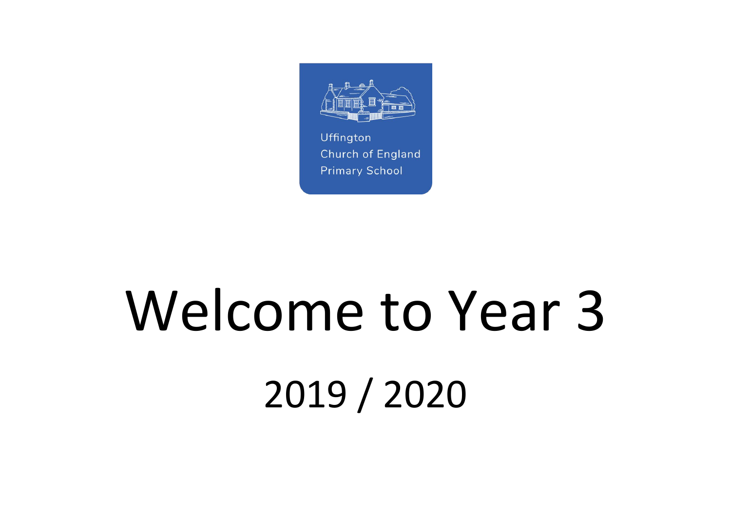Uffington
Church of England
Primary School

# Welcome to Year 3

## 2019 / 2020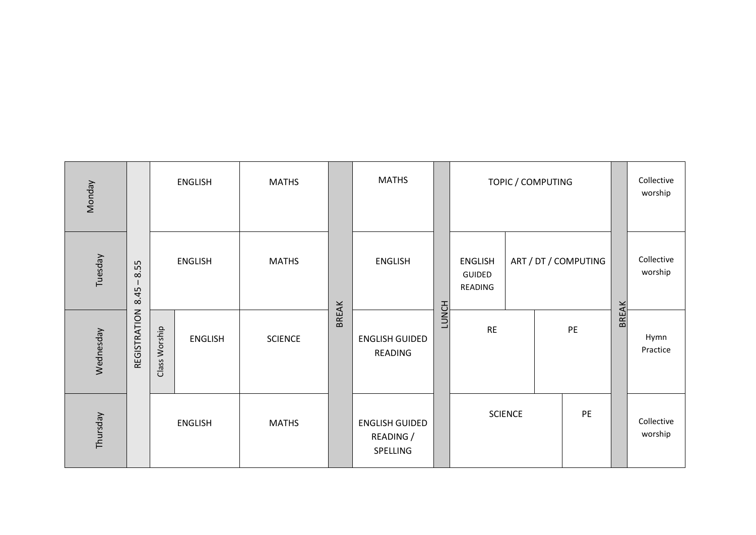| Day | Registration | Session 1 | Session 2 | | Session 3 | | Session 4 | | Session 5 |
|---|---|---|---|---|---|---|---|---|---|
| Monday | REGISTRATION 8.45 – 8.55 | ENGLISH | MATHS | BREAK | MATHS | LUNCH | TOPIC / COMPUTING | BREAK | Collective worship |
| Tuesday | REGISTRATION 8.45 – 8.55 | ENGLISH | MATHS | BREAK | ENGLISH | LUNCH | ENGLISH GUIDED READING; ART / DT / COMPUTING | BREAK | Collective worship |
| Wednesday | REGISTRATION 8.45 – 8.55 | Class Worship; ENGLISH | SCIENCE | BREAK | ENGLISH GUIDED READING | LUNCH | RE; PE | BREAK | Hymn Practice |
| Thursday | REGISTRATION 8.45 – 8.55 | ENGLISH | MATHS | BREAK | ENGLISH GUIDED READING / SPELLING | LUNCH | SCIENCE; PE | BREAK | Collective worship |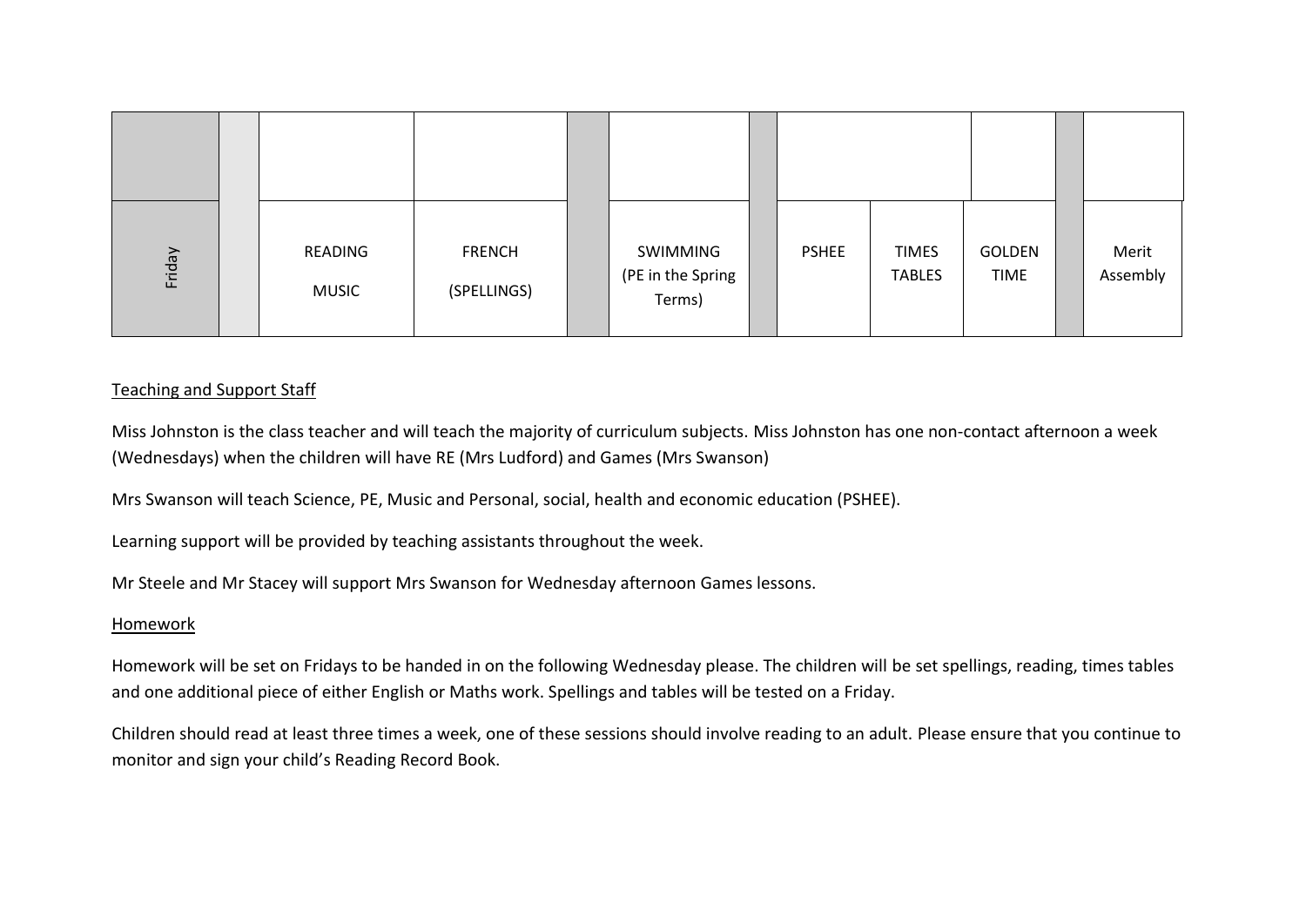| | | | | | | | | | | | |
|---|---|---|---|---|---|---|---|---|---|---|---|
| | | | | | | | | | | | |
| Friday | | READING<br><br>MUSIC | FRENCH<br><br>(SPELLINGS) | | SWIMMING<br>(PE in the Spring Terms) | | PSHEE | TIMES TABLES | GOLDEN TIME | | Merit Assembly |

<u>Teaching and Support Staff</u>

Miss Johnston is the class teacher and will teach the majority of curriculum subjects. Miss Johnston has one non-contact afternoon a week (Wednesdays) when the children will have RE (Mrs Ludford) and Games (Mrs Swanson)

Mrs Swanson will teach Science, PE, Music and Personal, social, health and economic education (PSHEE).

Learning support will be provided by teaching assistants throughout the week.

Mr Steele and Mr Stacey will support Mrs Swanson for Wednesday afternoon Games lessons.

<u>Homework</u>

Homework will be set on Fridays to be handed in on the following Wednesday please. The children will be set spellings, reading, times tables and one additional piece of either English or Maths work. Spellings and tables will be tested on a Friday.

Children should read at least three times a week, one of these sessions should involve reading to an adult. Please ensure that you continue to monitor and sign your child's Reading Record Book.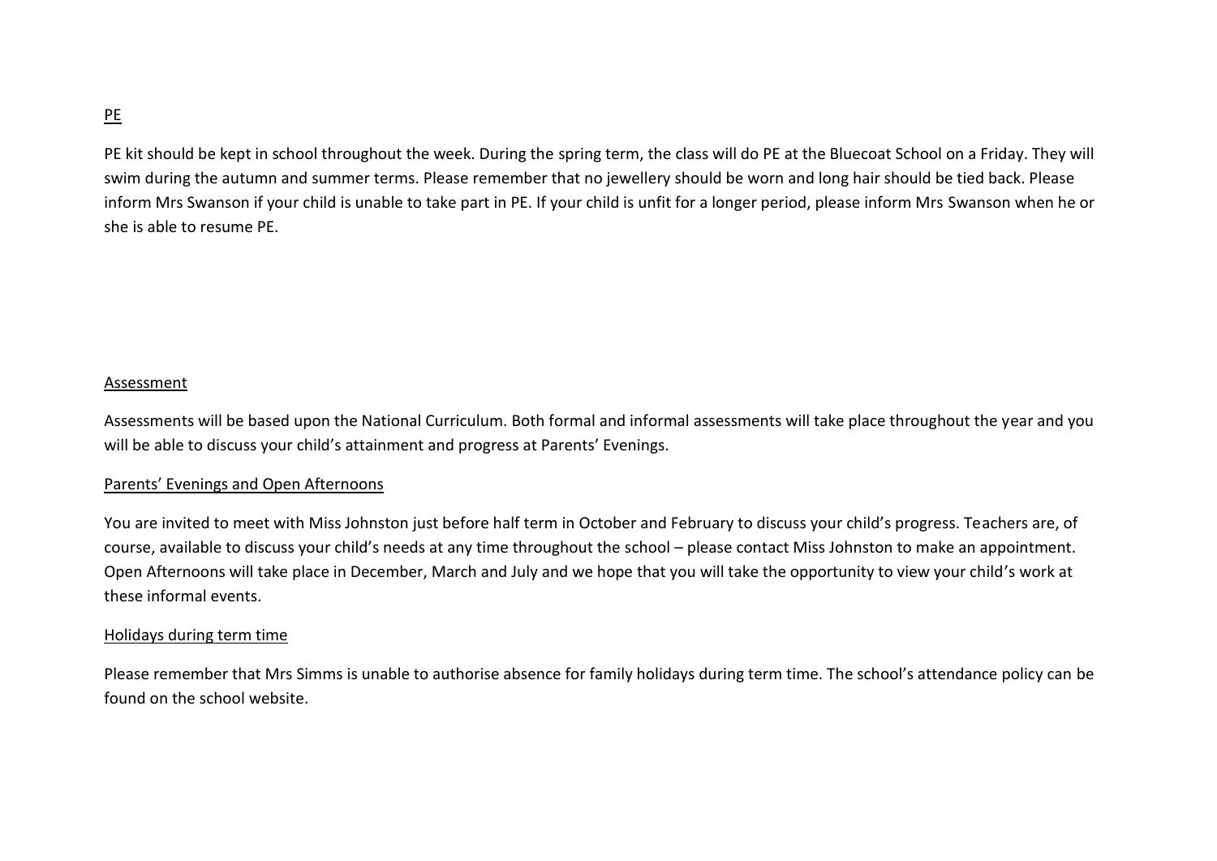## PE

PE kit should be kept in school throughout the week. During the spring term, the class will do PE at the Bluecoat School on a Friday. They will swim during the autumn and summer terms. Please remember that no jewellery should be worn and long hair should be tied back. Please inform Mrs Swanson if your child is unable to take part in PE. If your child is unfit for a longer period, please inform Mrs Swanson when he or she is able to resume PE.

## Assessment

Assessments will be based upon the National Curriculum. Both formal and informal assessments will take place throughout the year and you will be able to discuss your child's attainment and progress at Parents' Evenings.

## Parents' Evenings and Open Afternoons

You are invited to meet with Miss Johnston just before half term in October and February to discuss your child's progress. Teachers are, of course, available to discuss your child's needs at any time throughout the school – please contact Miss Johnston to make an appointment. Open Afternoons will take place in December, March and July and we hope that you will take the opportunity to view your child's work at these informal events.

## Holidays during term time

Please remember that Mrs Simms is unable to authorise absence for family holidays during term time. The school's attendance policy can be found on the school website.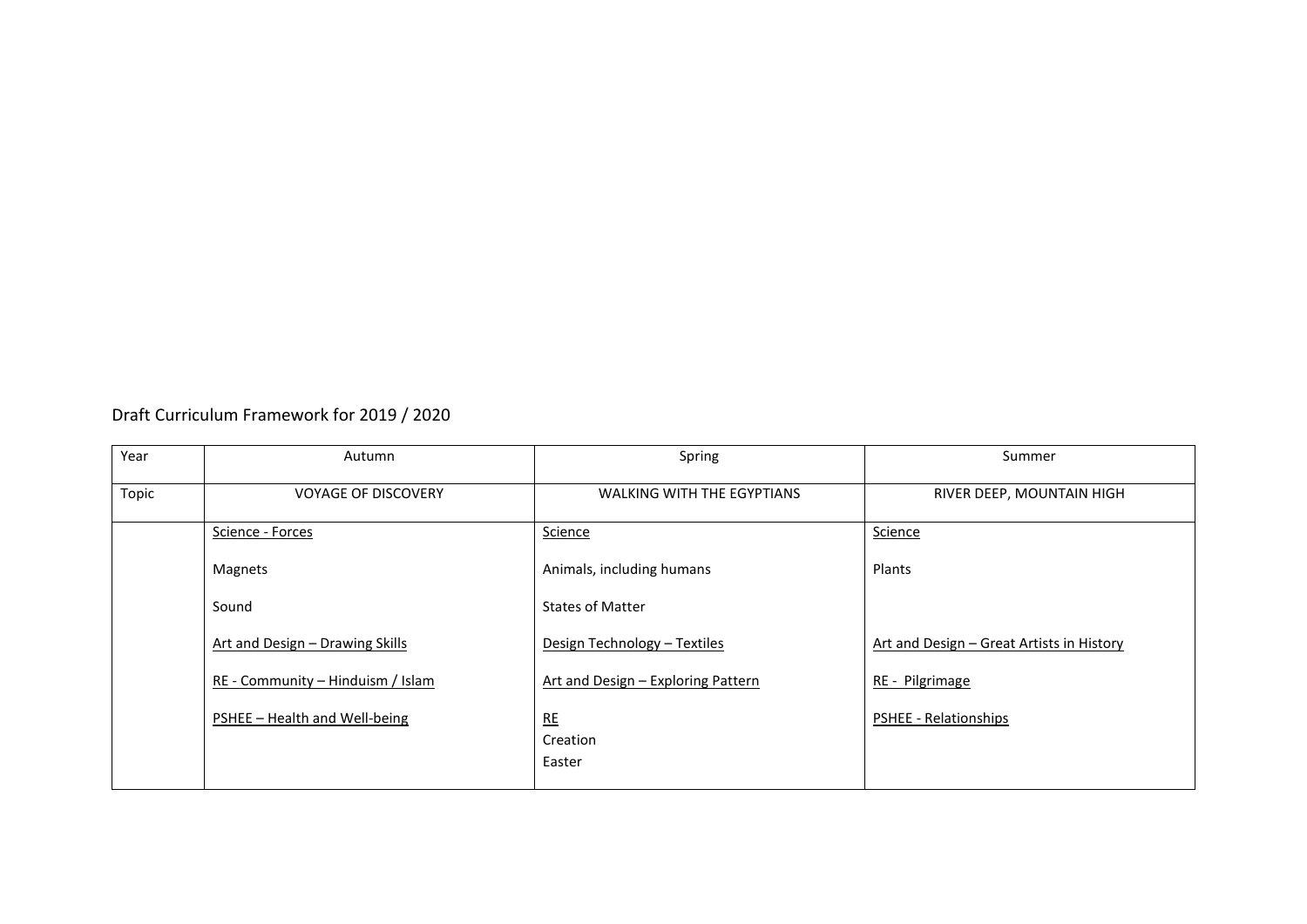Draft Curriculum Framework for 2019 / 2020

| Year | Autumn | Spring | Summer |
|---|---|---|---|
| Topic | VOYAGE OF DISCOVERY | WALKING WITH THE EGYPTIANS | RIVER DEEP, MOUNTAIN HIGH |
| | Science - Forces<br><br>Magnets<br><br>Sound<br><br>Art and Design – Drawing Skills<br><br>RE - Community – Hinduism / Islam<br><br>PSHEE – Health and Well-being | Science<br><br>Animals, including humans<br><br>States of Matter<br><br>Design Technology – Textiles<br><br>Art and Design – Exploring Pattern<br><br>RE<br>Creation<br>Easter | Science<br><br>Plants<br><br><br><br>Art and Design – Great Artists in History<br><br>RE - Pilgrimage<br><br>PSHEE - Relationships |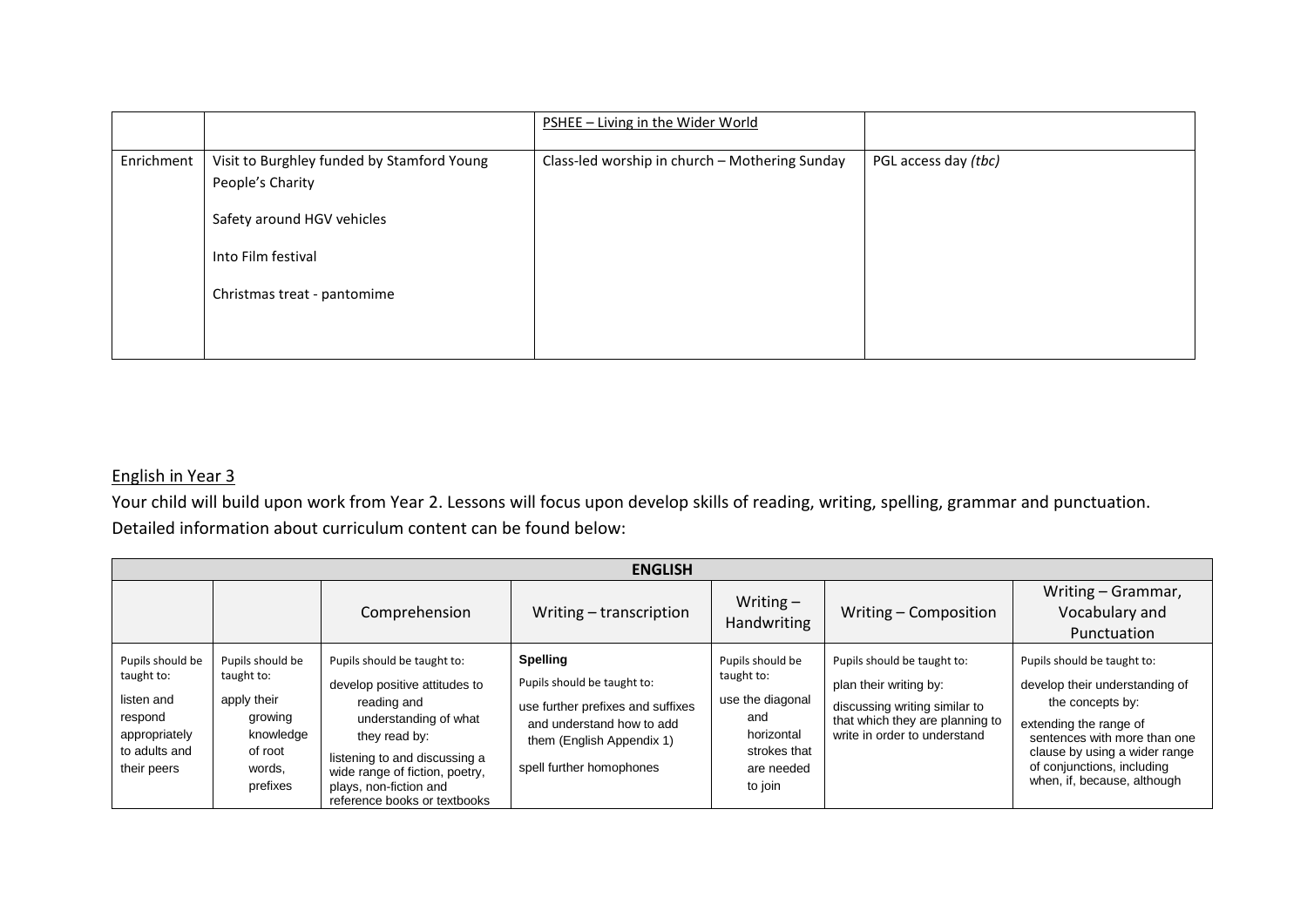| | | PSHEE – Living in the Wider World | |
|---|---|---|---|
| Enrichment | Visit to Burghley funded by Stamford Young People's Charity<br><br>Safety around HGV vehicles<br><br>Into Film festival<br><br>Christmas treat - pantomime | Class-led worship in church – Mothering Sunday | PGL access day *(tbc)* |

English in Year 3

Your child will build upon work from Year 2. Lessons will focus upon develop skills of reading, writing, spelling, grammar and punctuation. Detailed information about curriculum content can be found below:

| ENGLISH | | | | | | |
|---|---|---|---|---|---|---|
| | | Comprehension | Writing – transcription | Writing – Handwriting | Writing – Composition | Writing – Grammar, Vocabulary and Punctuation |
| Pupils should be taught to:<br><br>listen and respond appropriately to adults and their peers | Pupils should be taught to:<br><br>apply their growing knowledge of root words, prefixes | Pupils should be taught to:<br><br>develop positive attitudes to reading and understanding of what they read by:<br><br>listening to and discussing a wide range of fiction, poetry, plays, non-fiction and reference books or textbooks | **Spelling**<br>Pupils should be taught to:<br><br>use further prefixes and suffixes and understand how to add them (English Appendix 1)<br><br>spell further homophones | Pupils should be taught to:<br><br>use the diagonal and horizontal strokes that are needed to join | Pupils should be taught to:<br><br>plan their writing by:<br><br>discussing writing similar to that which they are planning to write in order to understand | Pupils should be taught to:<br><br>develop their understanding of the concepts by:<br><br>extending the range of sentences with more than one clause by using a wider range of conjunctions, including when, if, because, although |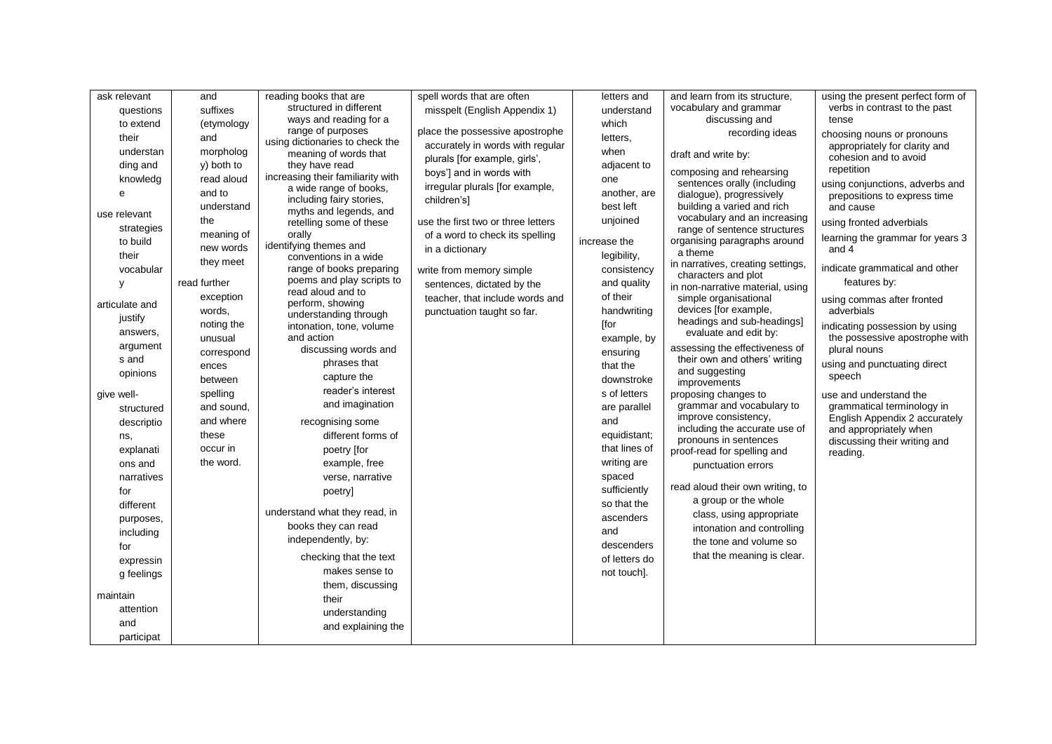| ask relevant questions to extend their understanding and knowledge<br><br>use relevant strategies to build their vocabulary<br><br>articulate and justify answers, arguments and opinions<br><br>give well-structured descriptions, explanations and narratives for different purposes, including for expressing feelings<br><br>maintain attention and participat | and suffixes (etymology and morphology) both to read aloud and to understand the meaning of new words they meet<br><br>read further exception words, noting the unusual correspondences between spelling and sound, and where these occur in the word. | reading books that are structured in different ways and reading for a range of purposes<br>using dictionaries to check the meaning of words that they have read<br>increasing their familiarity with a wide range of books, including fairy stories, myths and legends, and retelling some of these orally<br>identifying themes and conventions in a wide range of books preparing poems and play scripts to read aloud and to perform, showing understanding through intonation, tone, volume and action<br>discussing words and phrases that capture the reader's interest and imagination<br><br>recognising some different forms of poetry [for example, free verse, narrative poetry]<br><br>understand what they read, in books they can read independently, by:<br><br>checking that the text makes sense to them, discussing their understanding and explaining the | spell words that are often misspelt (English Appendix 1)<br><br>place the possessive apostrophe accurately in words with regular plurals [for example, girls', boys'] and in words with irregular plurals [for example, children's]<br><br>use the first two or three letters of a word to check its spelling in a dictionary<br><br>write from memory simple sentences, dictated by the teacher, that include words and punctuation taught so far. | letters and understand which letters, when adjacent to one another, are best left unjoined<br><br>increase the legibility, consistency and quality of their handwriting [for example, by ensuring that the downstrokes of letters are parallel and equidistant; that lines of writing are spaced sufficiently so that the ascenders and descenders of letters do not touch]. | and learn from its structure, vocabulary and grammar<br>discussing and recording ideas<br><br>draft and write by:<br><br>composing and rehearsing sentences orally (including dialogue), progressively building a varied and rich vocabulary and an increasing range of sentence structures<br>organising paragraphs around a theme<br>in narratives, creating settings, characters and plot<br>in non-narrative material, using simple organisational devices [for example, headings and sub-headings]<br>evaluate and edit by:<br>assessing the effectiveness of their own and others' writing and suggesting improvements<br>proposing changes to grammar and vocabulary to improve consistency, including the accurate use of pronouns in sentences<br>proof-read for spelling and punctuation errors<br><br>read aloud their own writing, to a group or the whole class, using appropriate intonation and controlling the tone and volume so that the meaning is clear. | using the present perfect form of verbs in contrast to the past tense<br><br>choosing nouns or pronouns appropriately for clarity and cohesion and to avoid repetition<br><br>using conjunctions, adverbs and prepositions to express time and cause<br><br>using fronted adverbials<br><br>learning the grammar for years 3 and 4<br><br>indicate grammatical and other features by:<br><br>using commas after fronted adverbials<br><br>indicating possession by using the possessive apostrophe with plural nouns<br><br>using and punctuating direct speech<br><br>use and understand the grammatical terminology in English Appendix 2 accurately and appropriately when discussing their writing and reading. |
|---|---|---|---|---|---|---|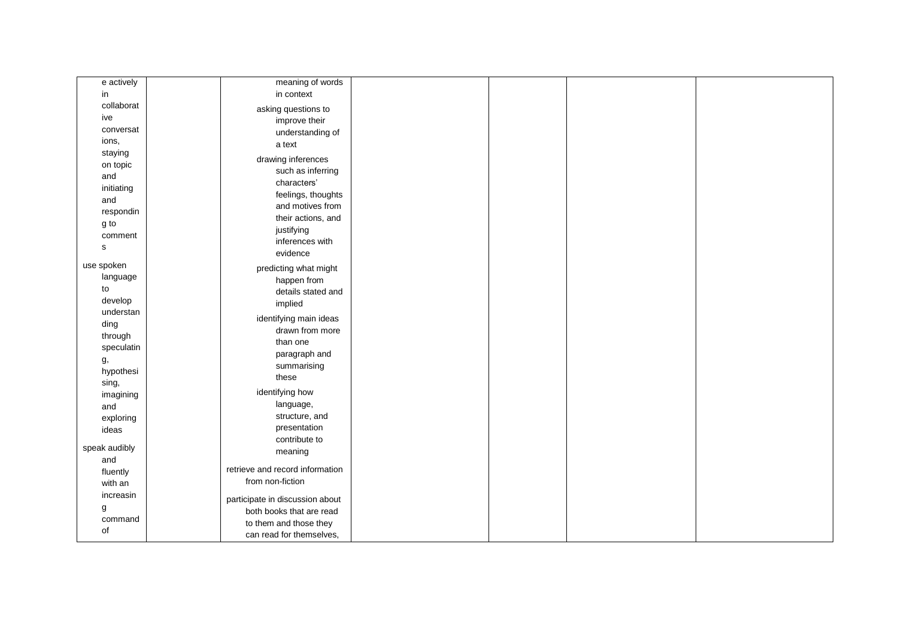| | | | | | | |
|---|---|---|---|---|---|---|
| e actively in collaborative conversations, staying on topic and initiating and responding to comments<br><br>use spoken language to develop understanding through speculating, hypothesising, imagining and exploring ideas<br><br>speak audibly and fluently with an increasing command of | | meaning of words in context<br><br>asking questions to improve their understanding of a text<br><br>drawing inferences such as inferring characters' feelings, thoughts and motives from their actions, and justifying inferences with evidence<br><br>predicting what might happen from details stated and implied<br><br>identifying main ideas drawn from more than one paragraph and summarising these<br><br>identifying how language, structure, and presentation contribute to meaning<br><br>retrieve and record information from non-fiction<br><br>participate in discussion about both books that are read to them and those they can read for themselves, | | | | |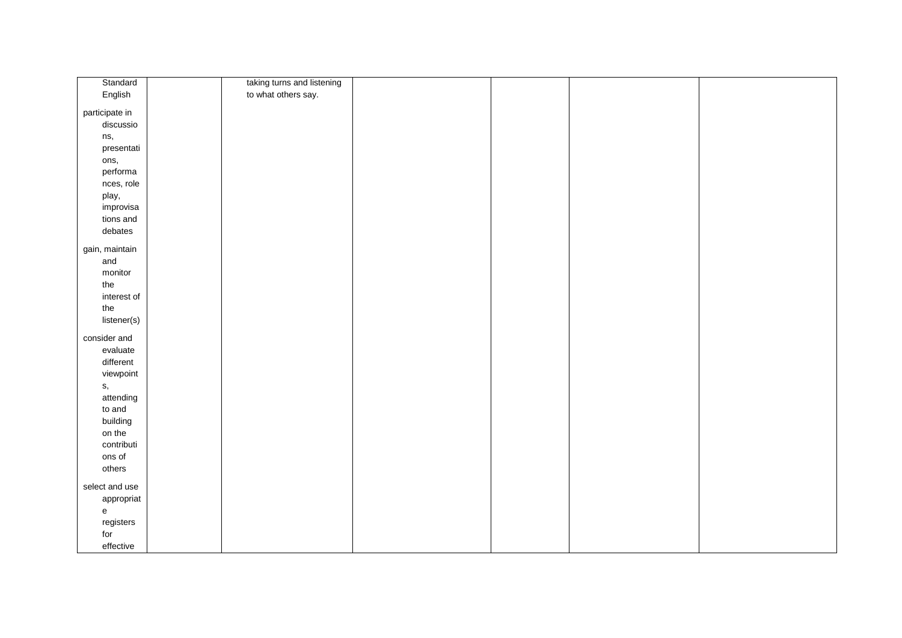| | | | | | | |
|---|---|---|---|---|---|---|
| Standard English<br><br>participate in discussions, presentations, performances, role play, improvisations and debates<br><br>gain, maintain and monitor the interest of the listener(s)<br><br>consider and evaluate different viewpoints, attending to and building on the contributions of others<br><br>select and use appropriate registers for effective | | taking turns and listening to what others say. | | | | |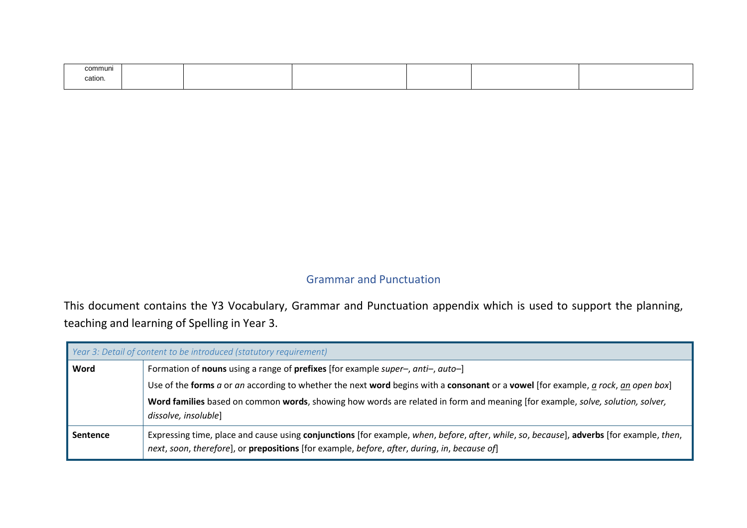| communi cation. | | | | | | |
|---|---|---|---|---|---|---|

## Grammar and Punctuation

This document contains the Y3 Vocabulary, Grammar and Punctuation appendix which is used to support the planning, teaching and learning of Spelling in Year 3.

| *Year 3: Detail of content to be introduced (statutory requirement)* | |
|---|---|
| **Word** | Formation of **nouns** using a range of **prefixes** [for example *super–*, *anti–*, *auto–*]<br>Use of the **forms** *a* or *an* according to whether the next **word** begins with a **consonant** or a **vowel** [for example, *a rock*, *an open box*]<br>**Word families** based on common **words**, showing how words are related in form and meaning [for example, *solve, solution, solver, dissolve, insoluble*] |
| **Sentence** | Expressing time, place and cause using **conjunctions** [for example, *when*, *before*, *after*, *while*, *so*, *because*], **adverbs** [for example, *then*, *next*, *soon*, *therefore*], or **prepositions** [for example, *before*, *after*, *during*, *in*, *because of*] |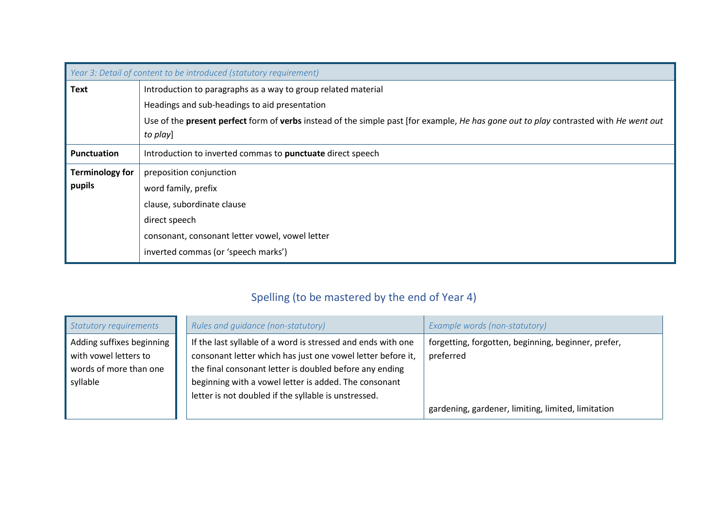| *Year 3: Detail of content to be introduced (statutory requirement)* | |
|---|---|
| **Text** | Introduction to paragraphs as a way to group related material<br>Headings and sub-headings to aid presentation<br>Use of the **present perfect** form of **verbs** instead of the simple past [for example, *He has gone out to play* contrasted with *He went out to play*] |
| **Punctuation** | Introduction to inverted commas to **punctuate** direct speech |
| **Terminology for pupils** | preposition conjunction<br>word family, prefix<br>clause, subordinate clause<br>direct speech<br>consonant, consonant letter vowel, vowel letter<br>inverted commas (or 'speech marks') |

## Spelling (to be mastered by the end of Year 4)

| *Statutory requirements* | *Rules and guidance (non-statutory)* | *Example words (non-statutory)* |
|---|---|---|
| Adding suffixes beginning with vowel letters to words of more than one syllable | If the last syllable of a word is stressed and ends with one consonant letter which has just one vowel letter before it, the final consonant letter is doubled before any ending beginning with a vowel letter is added. The consonant letter is not doubled if the syllable is unstressed. | forgetting, forgotten, beginning, beginner, prefer, preferred<br><br>gardening, gardener, limiting, limited, limitation |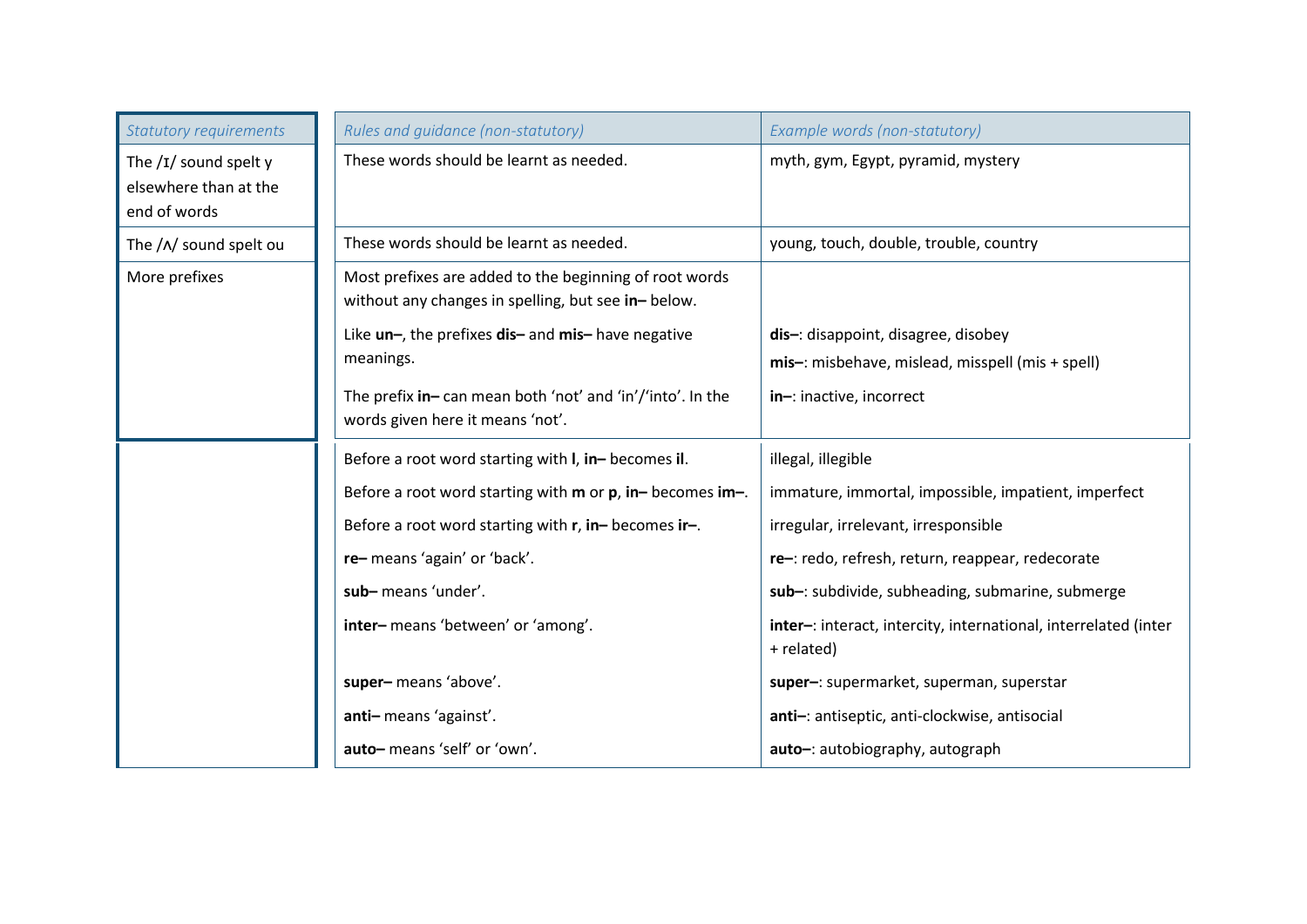| *Statutory requirements* | *Rules and guidance (non-statutory)* | *Example words (non-statutory)* |
|---|---|---|
| The /ɪ/ sound spelt y elsewhere than at the end of words | These words should be learnt as needed. | myth, gym, Egypt, pyramid, mystery |
| The /ʌ/ sound spelt ou | These words should be learnt as needed. | young, touch, double, trouble, country |
| More prefixes | Most prefixes are added to the beginning of root words without any changes in spelling, but see **in–** below. | |
| | Like **un–**, the prefixes **dis–** and **mis–** have negative meanings. | **dis–**: disappoint, disagree, disobey<br>**mis–**: misbehave, mislead, misspell (mis + spell) |
| | The prefix **in–** can mean both 'not' and 'in'/'into'. In the words given here it means 'not'. | **in–**: inactive, incorrect |
| | Before a root word starting with **l**, **in–** becomes **il**. | illegal, illegible |
| | Before a root word starting with **m** or **p**, **in–** becomes **im–**. | immature, immortal, impossible, impatient, imperfect |
| | Before a root word starting with **r**, **in–** becomes **ir–**. | irregular, irrelevant, irresponsible |
| | **re–** means 'again' or 'back'. | **re–**: redo, refresh, return, reappear, redecorate |
| | **sub–** means 'under'. | **sub–**: subdivide, subheading, submarine, submerge |
| | **inter–** means 'between' or 'among'. | **inter–**: interact, intercity, international, interrelated (inter + related) |
| | **super–** means 'above'. | **super–**: supermarket, superman, superstar |
| | **anti–** means 'against'. | **anti–**: antiseptic, anti-clockwise, antisocial |
| | **auto–** means 'self' or 'own'. | **auto–**: autobiography, autograph |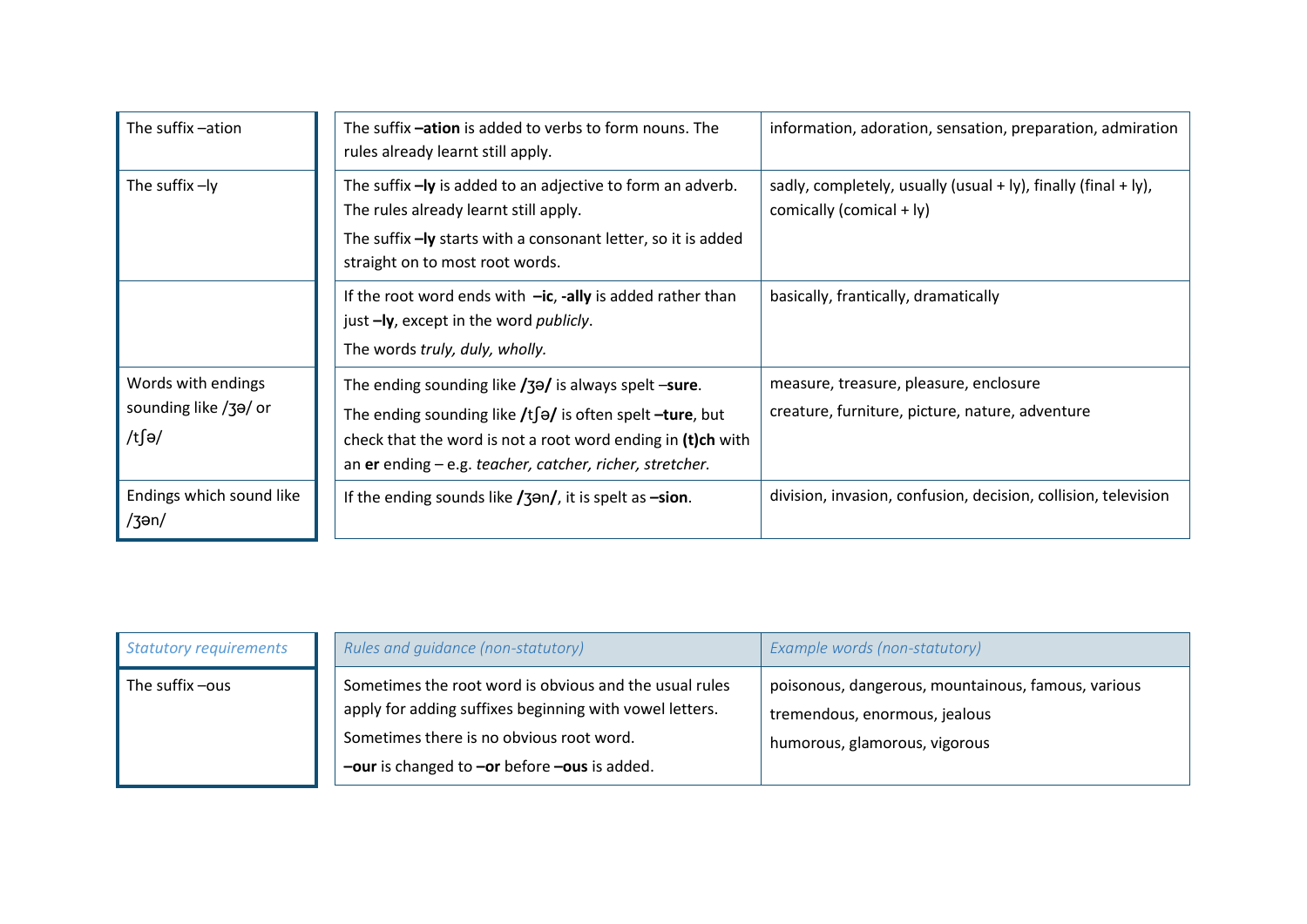| | | |
|---|---|---|
| The suffix –ation | The suffix **–ation** is added to verbs to form nouns. The rules already learnt still apply. | information, adoration, sensation, preparation, admiration |
| The suffix –ly | The suffix **–ly** is added to an adjective to form an adverb. The rules already learnt still apply.<br>The suffix **–ly** starts with a consonant letter, so it is added straight on to most root words. | sadly, completely, usually (usual + ly), finally (final + ly), comically (comical + ly) |
| | If the root word ends with **–ic**, **-ally** is added rather than just **–ly**, except in the word *publicly*.<br>The words *truly, duly, wholly.* | basically, frantically, dramatically |
| Words with endings sounding like /ʒə/ or /tʃə/ | The ending sounding like **/ʒə/** is always spelt –**sure**.<br>The ending sounding like **/**tʃ**ə/** is often spelt **–ture**, but check that the word is not a root word ending in **(t)ch** with an **er** ending – e.g. *teacher, catcher, richer, stretcher.* | measure, treasure, pleasure, enclosure<br>creature, furniture, picture, nature, adventure |
| Endings which sound like /ʒən/ | If the ending sounds like **/**ʒən**/**, it is spelt as **–sion**. | division, invasion, confusion, decision, collision, television |

| *Statutory requirements* | *Rules and guidance (non-statutory)* | *Example words (non-statutory)* |
|---|---|---|
| The suffix –ous | Sometimes the root word is obvious and the usual rules apply for adding suffixes beginning with vowel letters.<br>Sometimes there is no obvious root word.<br>**–our** is changed to **–or** before **–ous** is added. | poisonous, dangerous, mountainous, famous, various<br>tremendous, enormous, jealous<br>humorous, glamorous, vigorous |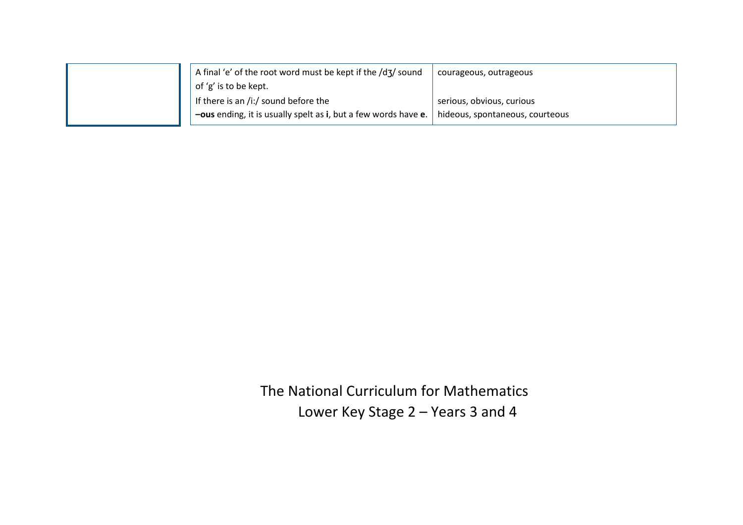| | | |
|---|---|---|
| | A final 'e' of the root word must be kept if the /dʒ/ sound of 'g' is to be kept.<br>If there is an /i:/ sound before the **–ous** ending, it is usually spelt as **i**, but a few words have **e**. | courageous, outrageous<br><br>serious, obvious, curious<br>hideous, spontaneous, courteous |

# The National Curriculum for Mathematics

## Lower Key Stage 2 – Years 3 and 4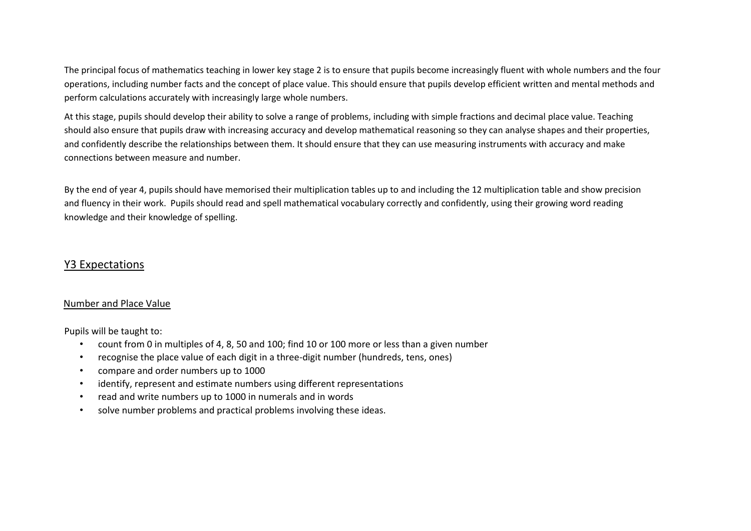The principal focus of mathematics teaching in lower key stage 2 is to ensure that pupils become increasingly fluent with whole numbers and the four operations, including number facts and the concept of place value. This should ensure that pupils develop efficient written and mental methods and perform calculations accurately with increasingly large whole numbers.

At this stage, pupils should develop their ability to solve a range of problems, including with simple fractions and decimal place value. Teaching should also ensure that pupils draw with increasing accuracy and develop mathematical reasoning so they can analyse shapes and their properties, and confidently describe the relationships between them. It should ensure that they can use measuring instruments with accuracy and make connections between measure and number.

By the end of year 4, pupils should have memorised their multiplication tables up to and including the 12 multiplication table and show precision and fluency in their work. Pupils should read and spell mathematical vocabulary correctly and confidently, using their growing word reading knowledge and their knowledge of spelling.

## Y3 Expectations

### Number and Place Value

Pupils will be taught to:

- count from 0 in multiples of 4, 8, 50 and 100; find 10 or 100 more or less than a given number
- recognise the place value of each digit in a three-digit number (hundreds, tens, ones)
- compare and order numbers up to 1000
- identify, represent and estimate numbers using different representations
- read and write numbers up to 1000 in numerals and in words
- solve number problems and practical problems involving these ideas.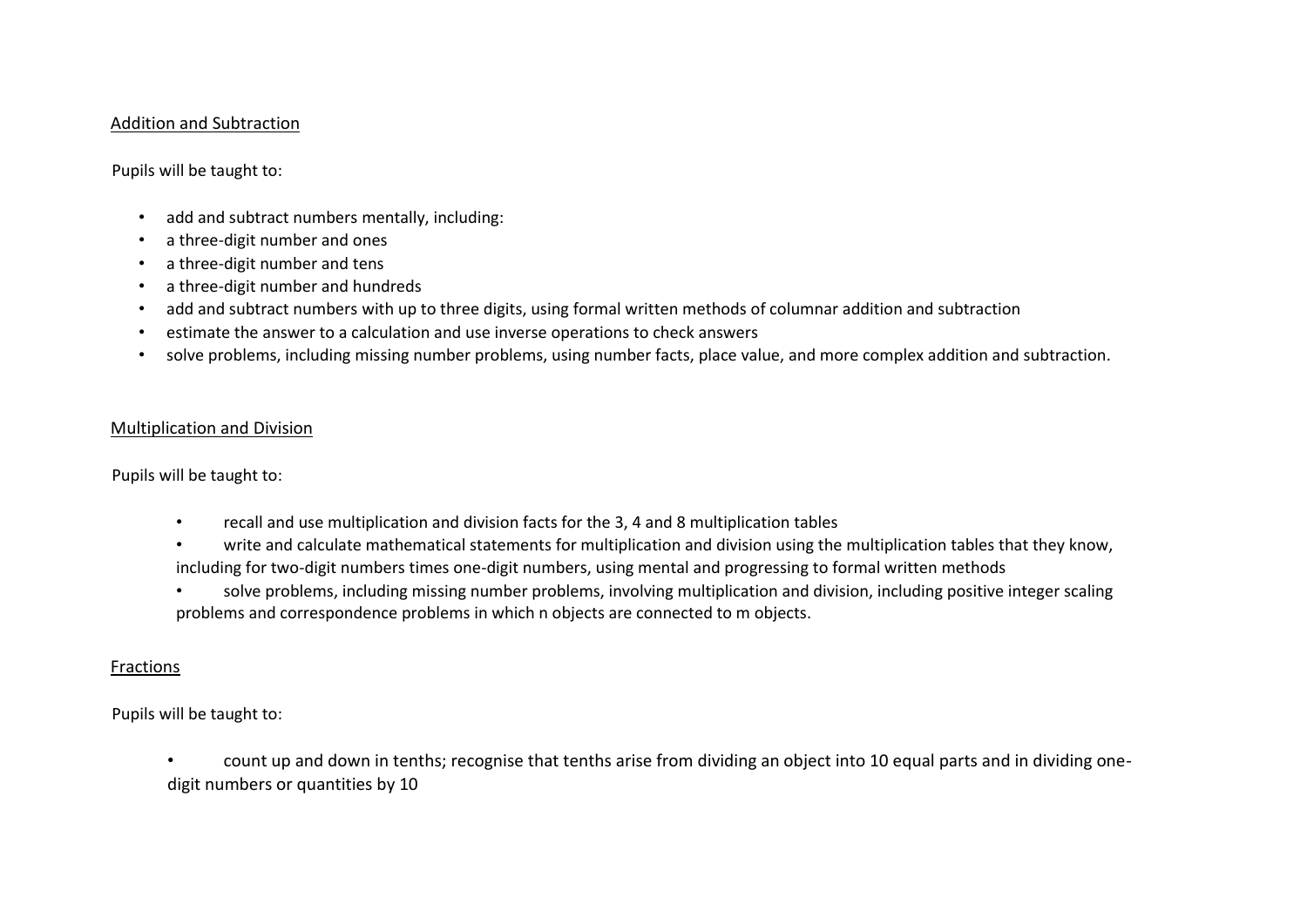## Addition and Subtraction

Pupils will be taught to:

- add and subtract numbers mentally, including:
- a three-digit number and ones
- a three-digit number and tens
- a three-digit number and hundreds
- add and subtract numbers with up to three digits, using formal written methods of columnar addition and subtraction
- estimate the answer to a calculation and use inverse operations to check answers
- solve problems, including missing number problems, using number facts, place value, and more complex addition and subtraction.

## Multiplication and Division

Pupils will be taught to:

- recall and use multiplication and division facts for the 3, 4 and 8 multiplication tables
- write and calculate mathematical statements for multiplication and division using the multiplication tables that they know, including for two-digit numbers times one-digit numbers, using mental and progressing to formal written methods
- solve problems, including missing number problems, involving multiplication and division, including positive integer scaling problems and correspondence problems in which n objects are connected to m objects.

## Fractions

Pupils will be taught to:

- count up and down in tenths; recognise that tenths arise from dividing an object into 10 equal parts and in dividing one-digit numbers or quantities by 10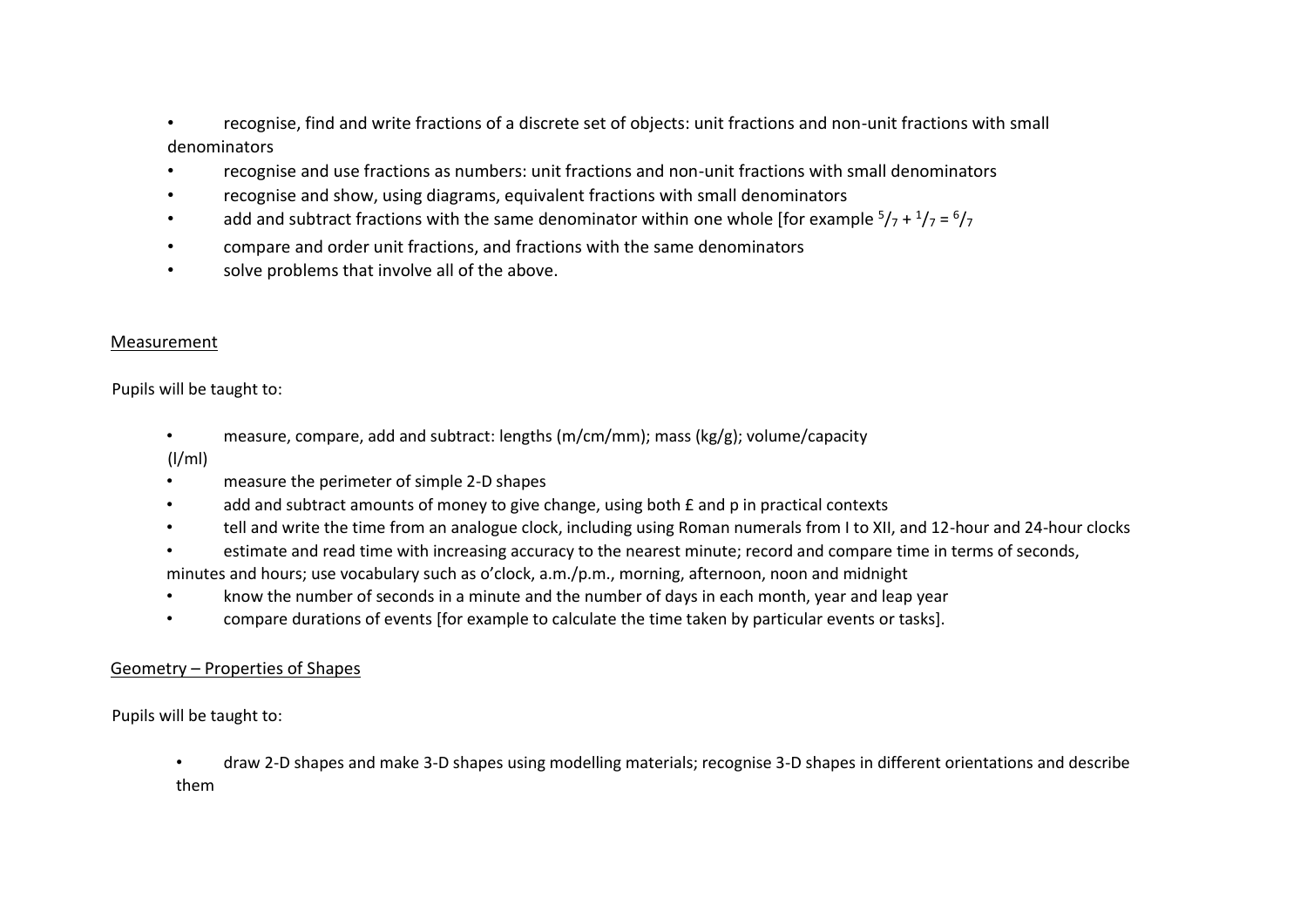- recognise, find and write fractions of a discrete set of objects: unit fractions and non-unit fractions with small denominators
- recognise and use fractions as numbers: unit fractions and non-unit fractions with small denominators
- recognise and show, using diagrams, equivalent fractions with small denominators
- add and subtract fractions with the same denominator within one whole [for example $^5/_7 + ^1/_7 = ^6/_7$
- compare and order unit fractions, and fractions with the same denominators
- solve problems that involve all of the above.

## Measurement

Pupils will be taught to:

- measure, compare, add and subtract: lengths (m/cm/mm); mass (kg/g); volume/capacity (l/ml)
- measure the perimeter of simple 2-D shapes
- add and subtract amounts of money to give change, using both £ and p in practical contexts
- tell and write the time from an analogue clock, including using Roman numerals from I to XII, and 12-hour and 24-hour clocks
- estimate and read time with increasing accuracy to the nearest minute; record and compare time in terms of seconds, minutes and hours; use vocabulary such as o'clock, a.m./p.m., morning, afternoon, noon and midnight
- know the number of seconds in a minute and the number of days in each month, year and leap year
- compare durations of events [for example to calculate the time taken by particular events or tasks].

## Geometry – Properties of Shapes

Pupils will be taught to:

- draw 2-D shapes and make 3-D shapes using modelling materials; recognise 3-D shapes in different orientations and describe them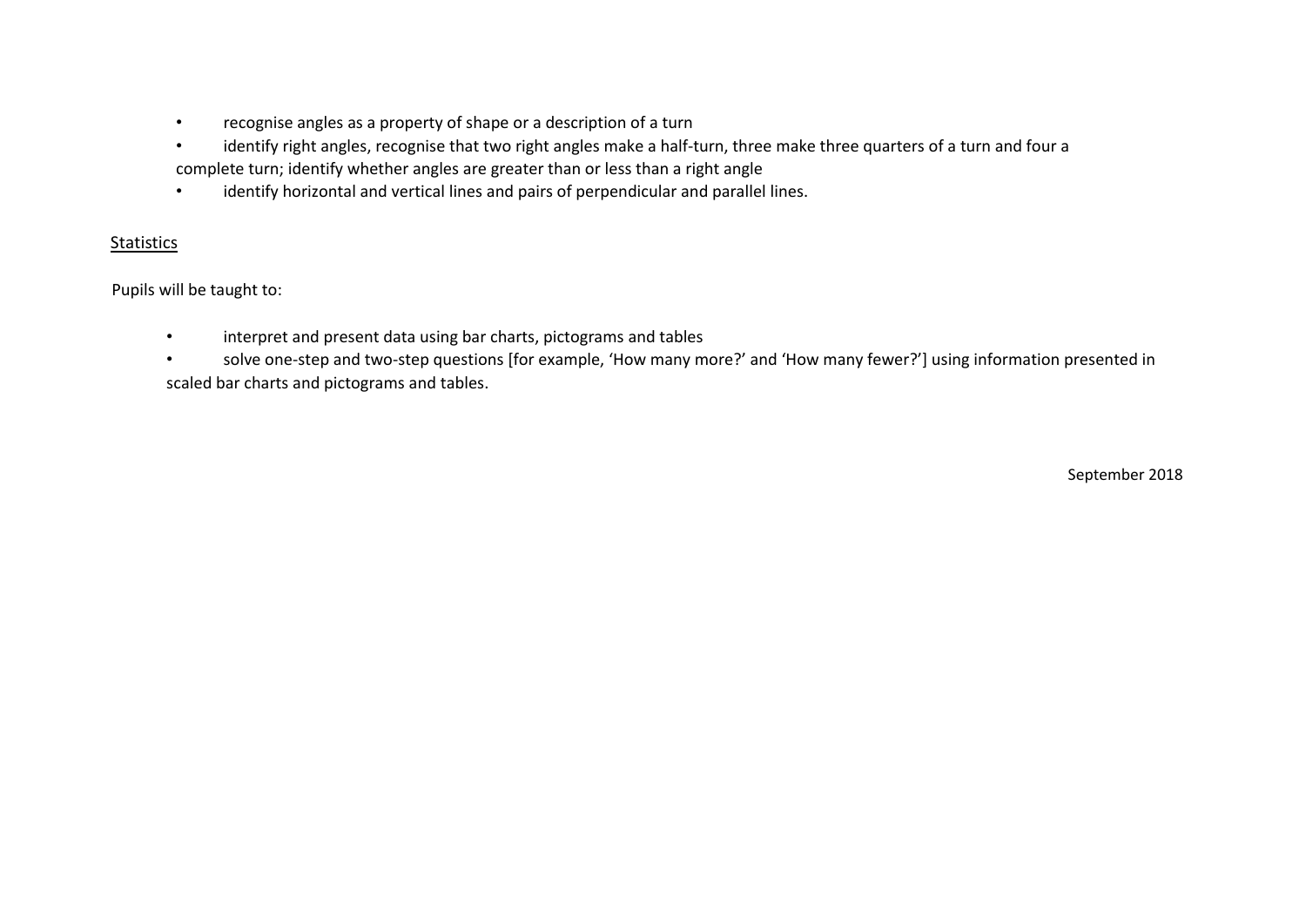- recognise angles as a property of shape or a description of a turn
- identify right angles, recognise that two right angles make a half-turn, three make three quarters of a turn and four a complete turn; identify whether angles are greater than or less than a right angle
- identify horizontal and vertical lines and pairs of perpendicular and parallel lines.

<u>Statistics</u>

Pupils will be taught to:

- interpret and present data using bar charts, pictograms and tables
- solve one-step and two-step questions [for example, 'How many more?' and 'How many fewer?'] using information presented in scaled bar charts and pictograms and tables.

September 2018